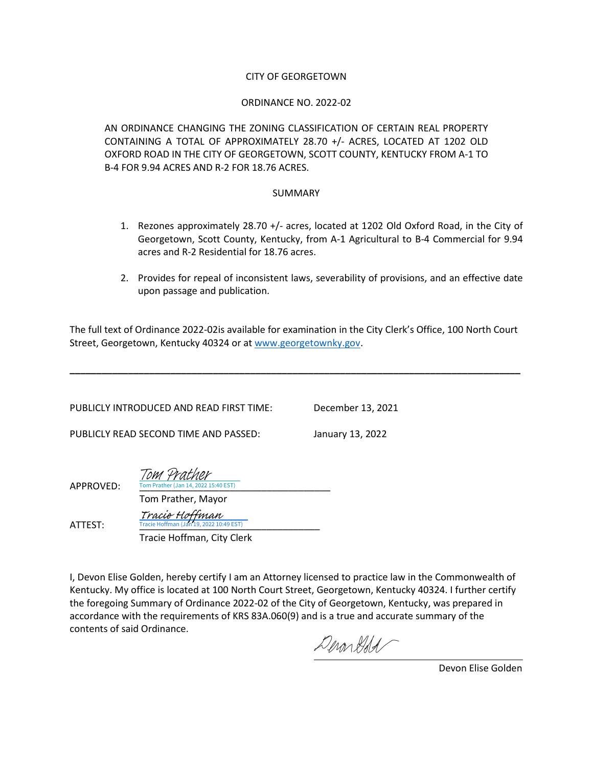CITY OF GEORGETOWN

ORDINANCE NO. 2022-02

AN ORDINANCE CHANGING THE ZONING CLASSIFICATION OF CERTAIN REAL PROPERTY CONTAINING A TOTAL OF APPROXIMATELY 28.70 +/- ACRES, LOCATED AT 1202 OLD OXFORD ROAD IN THE CITY OF GEORGETOWN, SCOTT COUNTY, KENTUCKY FROM A-1 TO B-4 FOR 9.94 ACRES AND R-2 FOR 18.76 ACRES.

SUMMARY

1. Rezones approximately 28.70 +/- acres, located at 1202 Old Oxford Road, in the City of Georgetown, Scott County, Kentucky, from A-1 Agricultural to B-4 Commercial for 9.94 acres and R-2 Residential for 18.76 acres.

2. Provides for repeal of inconsistent laws, severability of provisions, and an effective date upon passage and publication.

The full text of Ordinance 2022-02is available for examination in the City Clerk's Office, 100 North Court Street, Georgetown, Kentucky 40324 or at www.georgetownky.gov.

---

PUBLICLY INTRODUCED AND READ FIRST TIME: December 13, 2021

PUBLICLY READ SECOND TIME AND PASSED: January 13, 2022

APPROVED: Tom Prather
Tom Prather (Jan 14, 2022 15:40 EST)
Tom Prather, Mayor

ATTEST: Tracie Hoffman
Tracie Hoffman (Jan 19, 2022 10:49 EST)
Tracie Hoffman, City Clerk

I, Devon Elise Golden, hereby certify I am an Attorney licensed to practice law in the Commonwealth of Kentucky. My office is located at 100 North Court Street, Georgetown, Kentucky 40324. I further certify the foregoing Summary of Ordinance 2022-02 of the City of Georgetown, Kentucky, was prepared in accordance with the requirements of KRS 83A.060(9) and is a true and accurate summary of the contents of said Ordinance.

Devon Elise Golden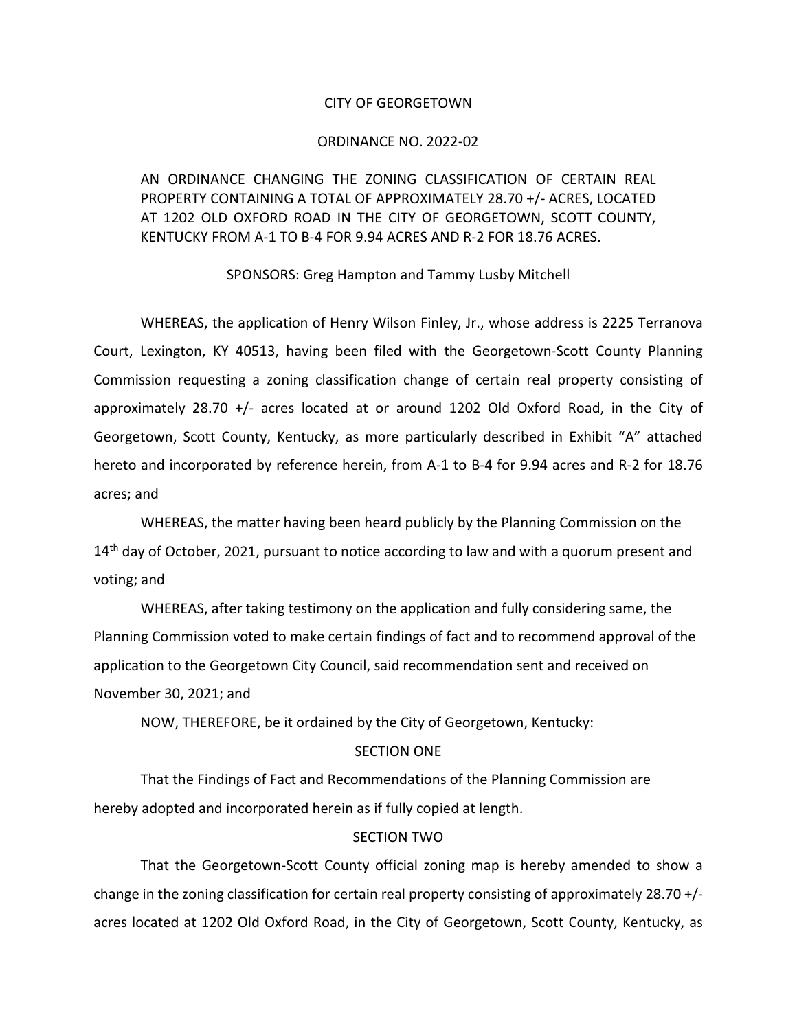CITY OF GEORGETOWN

ORDINANCE NO. 2022-02

AN ORDINANCE CHANGING THE ZONING CLASSIFICATION OF CERTAIN REAL PROPERTY CONTAINING A TOTAL OF APPROXIMATELY 28.70 +/- ACRES, LOCATED AT 1202 OLD OXFORD ROAD IN THE CITY OF GEORGETOWN, SCOTT COUNTY, KENTUCKY FROM A-1 TO B-4 FOR 9.94 ACRES AND R-2 FOR 18.76 ACRES.

SPONSORS: Greg Hampton and Tammy Lusby Mitchell

WHEREAS, the application of Henry Wilson Finley, Jr., whose address is 2225 Terranova Court, Lexington, KY 40513, having been filed with the Georgetown-Scott County Planning Commission requesting a zoning classification change of certain real property consisting of approximately 28.70 +/- acres located at or around 1202 Old Oxford Road, in the City of Georgetown, Scott County, Kentucky, as more particularly described in Exhibit "A" attached hereto and incorporated by reference herein, from A-1 to B-4 for 9.94 acres and R-2 for 18.76 acres; and

WHEREAS, the matter having been heard publicly by the Planning Commission on the 14th day of October, 2021, pursuant to notice according to law and with a quorum present and voting; and

WHEREAS, after taking testimony on the application and fully considering same, the Planning Commission voted to make certain findings of fact and to recommend approval of the application to the Georgetown City Council, said recommendation sent and received on November 30, 2021; and

NOW, THEREFORE, be it ordained by the City of Georgetown, Kentucky:

SECTION ONE

That the Findings of Fact and Recommendations of the Planning Commission are hereby adopted and incorporated herein as if fully copied at length.

SECTION TWO

That the Georgetown-Scott County official zoning map is hereby amended to show a change in the zoning classification for certain real property consisting of approximately 28.70 +/- acres located at 1202 Old Oxford Road, in the City of Georgetown, Scott County, Kentucky, as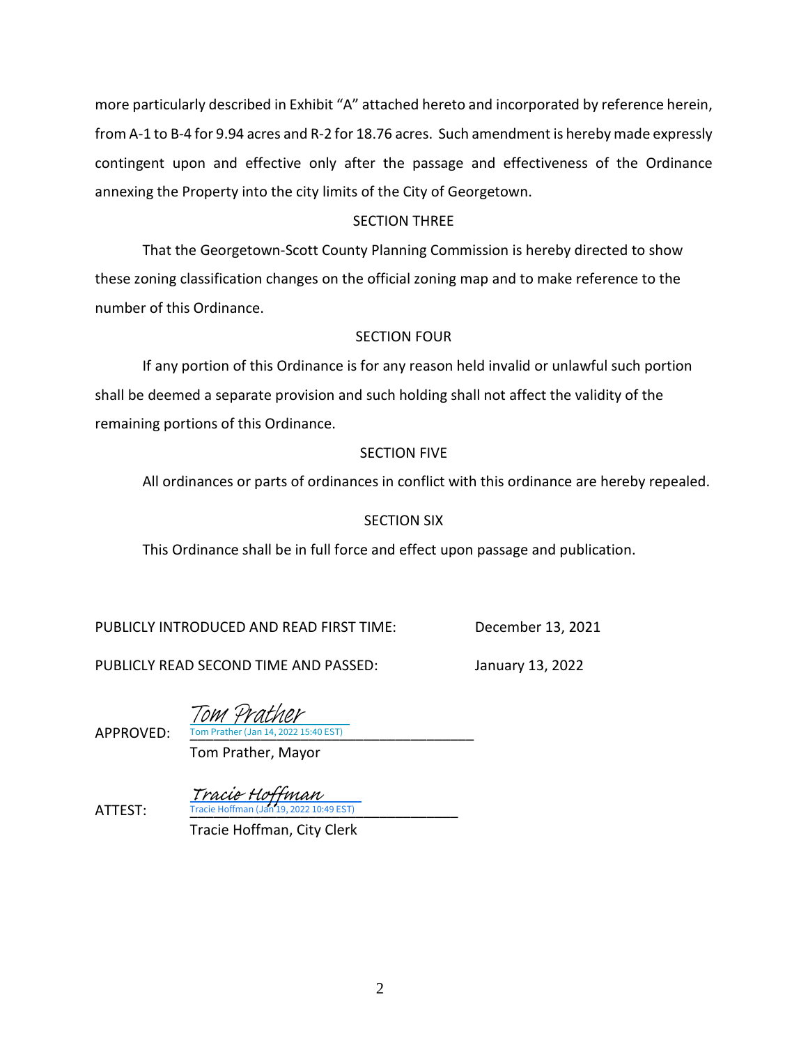more particularly described in Exhibit "A" attached hereto and incorporated by reference herein, from A-1 to B-4 for 9.94 acres and R-2 for 18.76 acres. Such amendment is hereby made expressly contingent upon and effective only after the passage and effectiveness of the Ordinance annexing the Property into the city limits of the City of Georgetown.

SECTION THREE

That the Georgetown-Scott County Planning Commission is hereby directed to show these zoning classification changes on the official zoning map and to make reference to the number of this Ordinance.

SECTION FOUR

If any portion of this Ordinance is for any reason held invalid or unlawful such portion shall be deemed a separate provision and such holding shall not affect the validity of the remaining portions of this Ordinance.

SECTION FIVE

All ordinances or parts of ordinances in conflict with this ordinance are hereby repealed.

SECTION SIX

This Ordinance shall be in full force and effect upon passage and publication.

PUBLICLY INTRODUCED AND READ FIRST TIME: December 13, 2021

PUBLICLY READ SECOND TIME AND PASSED: January 13, 2022

APPROVED: *Tom Prather*
Tom Prather (Jan 14, 2022 15:40 EST)
Tom Prather, Mayor

ATTEST: *Tracie Hoffman*
Tracie Hoffman (Jan 19, 2022 10:49 EST)
Tracie Hoffman, City Clerk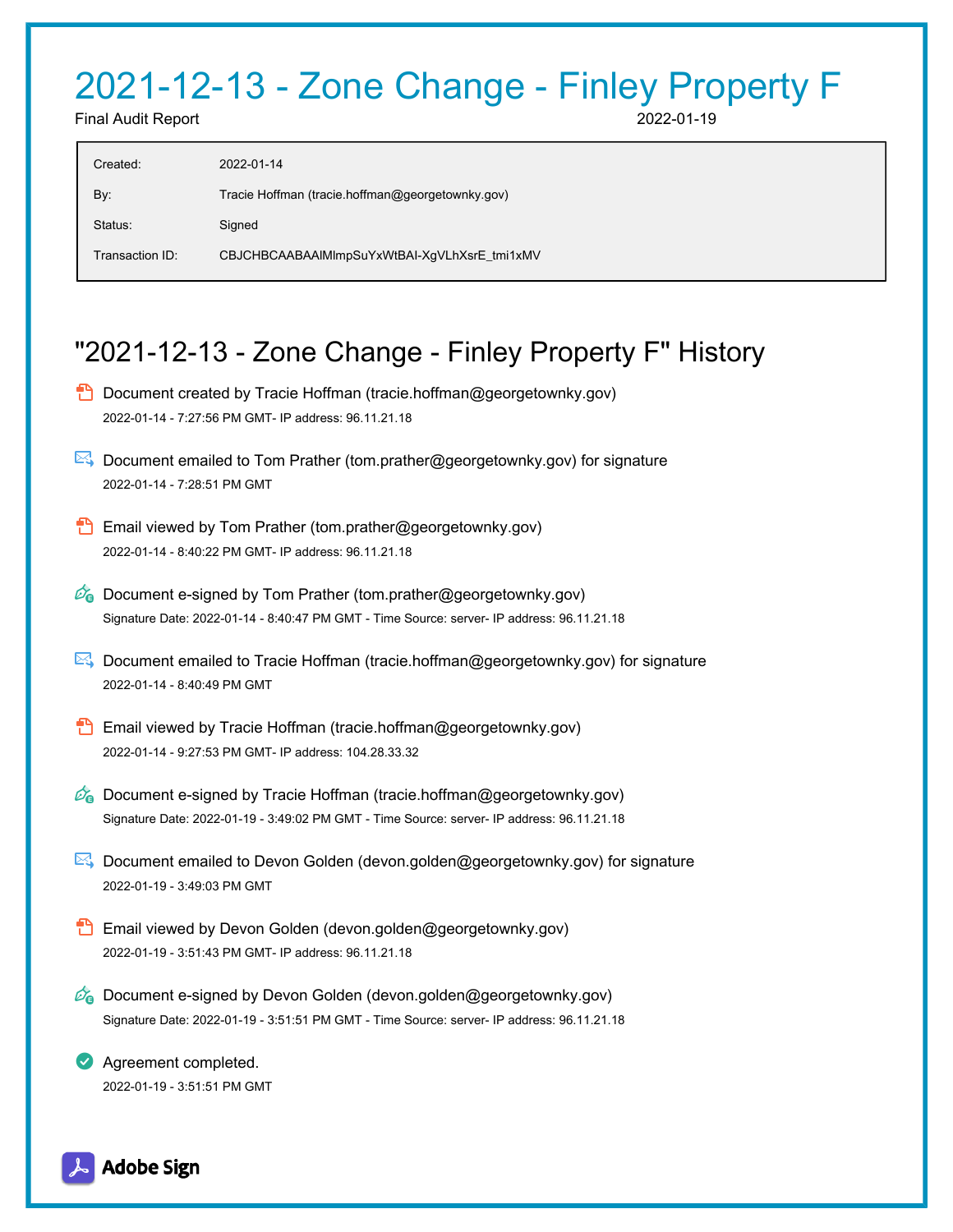# 2021-12-13 - Zone Change - Finley Property F

Final Audit Report 2022-01-19

| | |
|---|---|
| Created: | 2022-01-14 |
| By: | Tracie Hoffman (tracie.hoffman@georgetownky.gov) |
| Status: | Signed |
| Transaction ID: | CBJCHBCAABAAlMlmpSuYxWtBAI-XgVLhXsrE_tmi1xMV |

## "2021-12-13 - Zone Change - Finley Property F" History

- Document created by Tracie Hoffman (tracie.hoffman@georgetownky.gov)
  2022-01-14 - 7:27:56 PM GMT- IP address: 96.11.21.18

- Document emailed to Tom Prather (tom.prather@georgetownky.gov) for signature
  2022-01-14 - 7:28:51 PM GMT

- Email viewed by Tom Prather (tom.prather@georgetownky.gov)
  2022-01-14 - 8:40:22 PM GMT- IP address: 96.11.21.18

- Document e-signed by Tom Prather (tom.prather@georgetownky.gov)
  Signature Date: 2022-01-14 - 8:40:47 PM GMT - Time Source: server- IP address: 96.11.21.18

- Document emailed to Tracie Hoffman (tracie.hoffman@georgetownky.gov) for signature
  2022-01-14 - 8:40:49 PM GMT

- Email viewed by Tracie Hoffman (tracie.hoffman@georgetownky.gov)
  2022-01-14 - 9:27:53 PM GMT- IP address: 104.28.33.32

- Document e-signed by Tracie Hoffman (tracie.hoffman@georgetownky.gov)
  Signature Date: 2022-01-19 - 3:49:02 PM GMT - Time Source: server- IP address: 96.11.21.18

- Document emailed to Devon Golden (devon.golden@georgetownky.gov) for signature
  2022-01-19 - 3:49:03 PM GMT

- Email viewed by Devon Golden (devon.golden@georgetownky.gov)
  2022-01-19 - 3:51:43 PM GMT- IP address: 96.11.21.18

- Document e-signed by Devon Golden (devon.golden@georgetownky.gov)
  Signature Date: 2022-01-19 - 3:51:51 PM GMT - Time Source: server- IP address: 96.11.21.18

- Agreement completed.
  2022-01-19 - 3:51:51 PM GMT

Adobe Sign